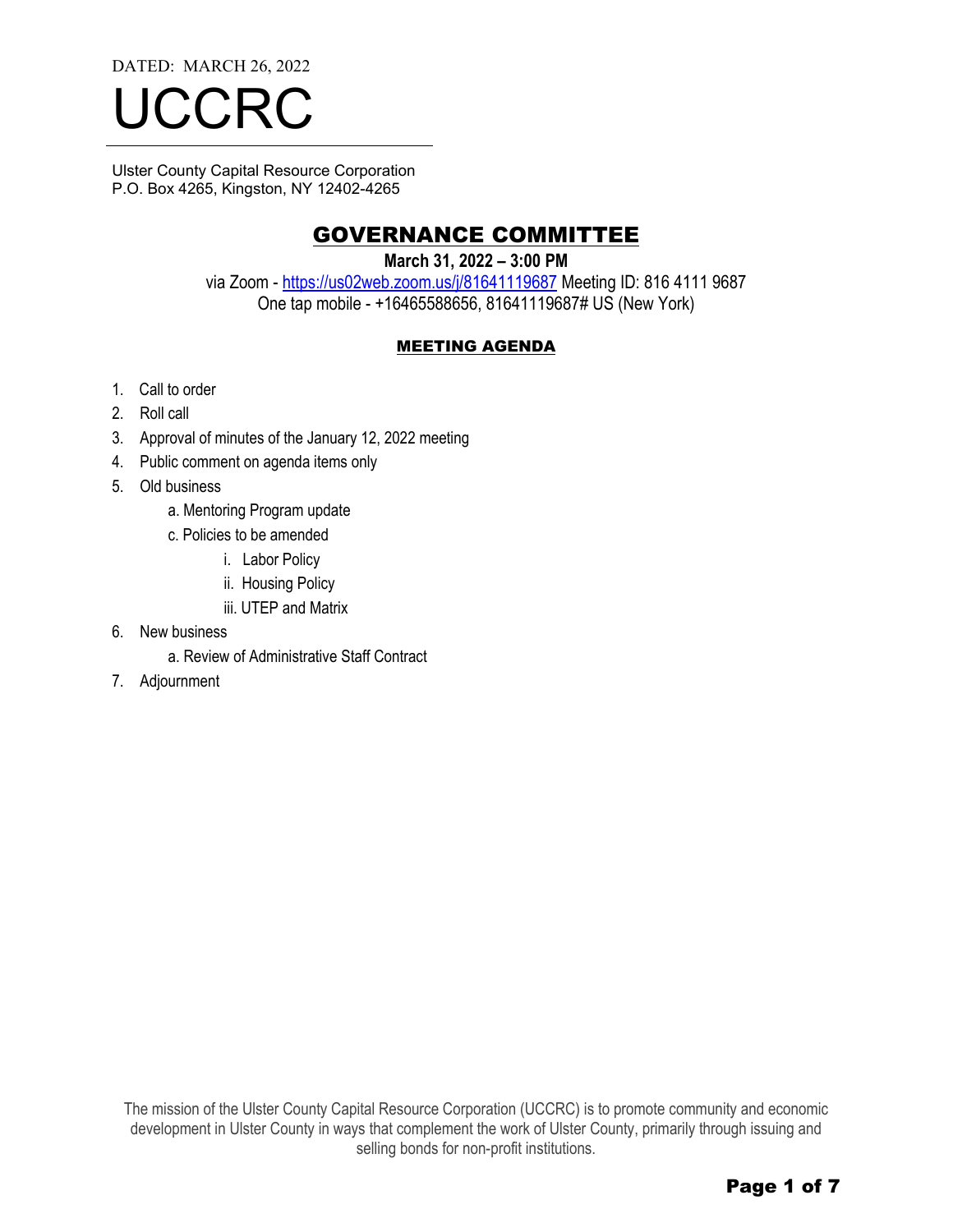DATED: MARCH 26, 2022

# UCCRC

Ulster County Capital Resource Corporation
P.O. Box 4265, Kingston, NY 12402-4265

## GOVERNANCE COMMITTEE

**March 31, 2022 – 3:00 PM**

via Zoom - https://us02web.zoom.us/j/81641119687 Meeting ID: 816 4111 9687
One tap mobile - +16465588656, 81641119687# US (New York)

### MEETING AGENDA

1. Call to order
2. Roll call
3. Approval of minutes of the January 12, 2022 meeting
4. Public comment on agenda items only
5. Old business
   - a. Mentoring Program update
   - c. Policies to be amended
     - i. Labor Policy
     - ii. Housing Policy
     - iii. UTEP and Matrix
6. New business
   - a. Review of Administrative Staff Contract
7. Adjournment

The mission of the Ulster County Capital Resource Corporation (UCCRC) is to promote community and economic development in Ulster County in ways that complement the work of Ulster County, primarily through issuing and selling bonds for non-profit institutions.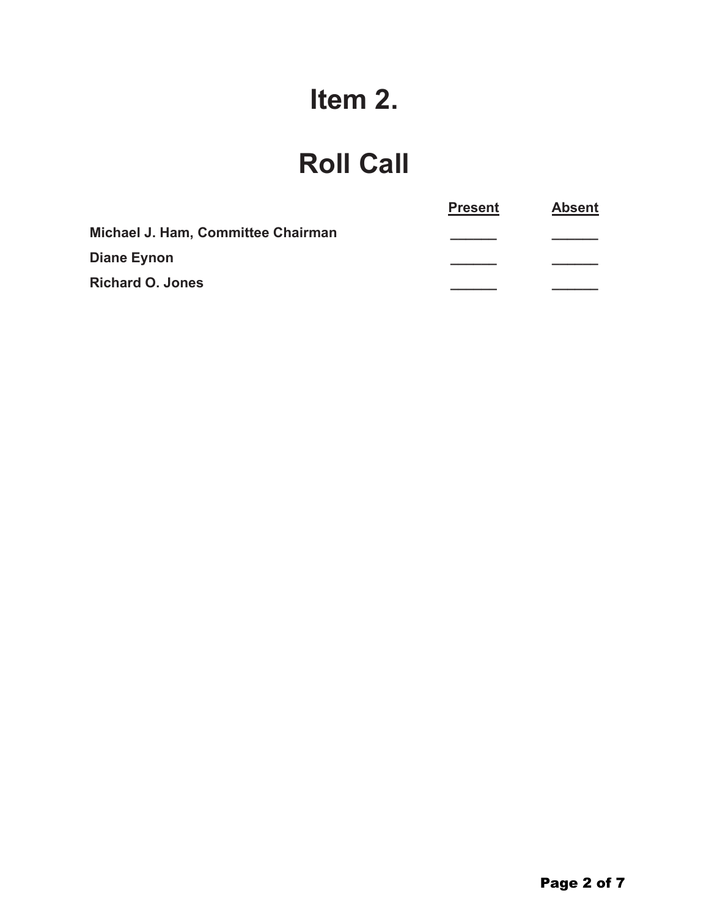# Item 2.

# Roll Call

| | Present | Absent |
|---|---|---|
| **Michael J. Ham, Committee Chairman** | ______ | ______ |
| **Diane Eynon** | ______ | ______ |
| **Richard O. Jones** | ______ | ______ |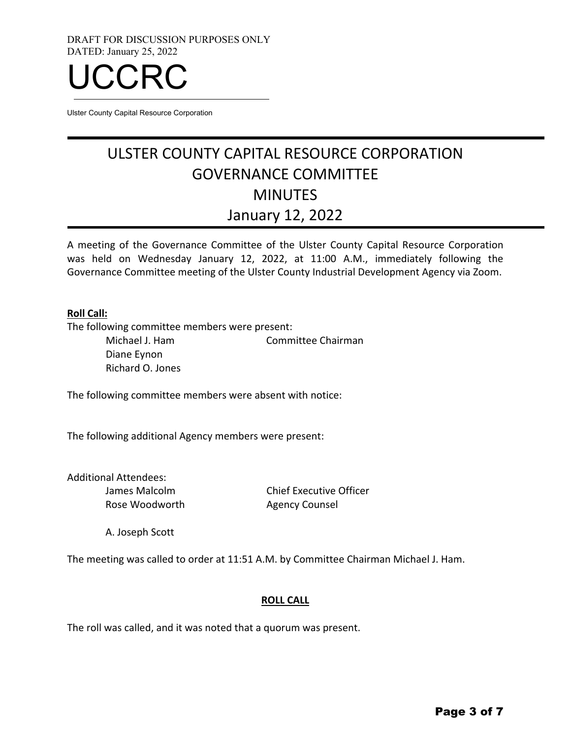DRAFT FOR DISCUSSION PURPOSES ONLY
DATED: January 25, 2022

# UCCRC

Ulster County Capital Resource Corporation

# ULSTER COUNTY CAPITAL RESOURCE CORPORATION
# GOVERNANCE COMMITTEE
# MINUTES
# January 12, 2022

A meeting of the Governance Committee of the Ulster County Capital Resource Corporation was held on Wednesday January 12, 2022, at 11:00 A.M., immediately following the Governance Committee meeting of the Ulster County Industrial Development Agency via Zoom.

**Roll Call:**

The following committee members were present:

| | |
|---|---|
| Michael J. Ham | Committee Chairman |
| Diane Eynon | |
| Richard O. Jones | |

The following committee members were absent with notice:

The following additional Agency members were present:

Additional Attendees:

| | |
|---|---|
| James Malcolm | Chief Executive Officer |
| Rose Woodworth | Agency Counsel |
| A. Joseph Scott | |

The meeting was called to order at 11:51 A.M. by Committee Chairman Michael J. Ham.

**ROLL CALL**

The roll was called, and it was noted that a quorum was present.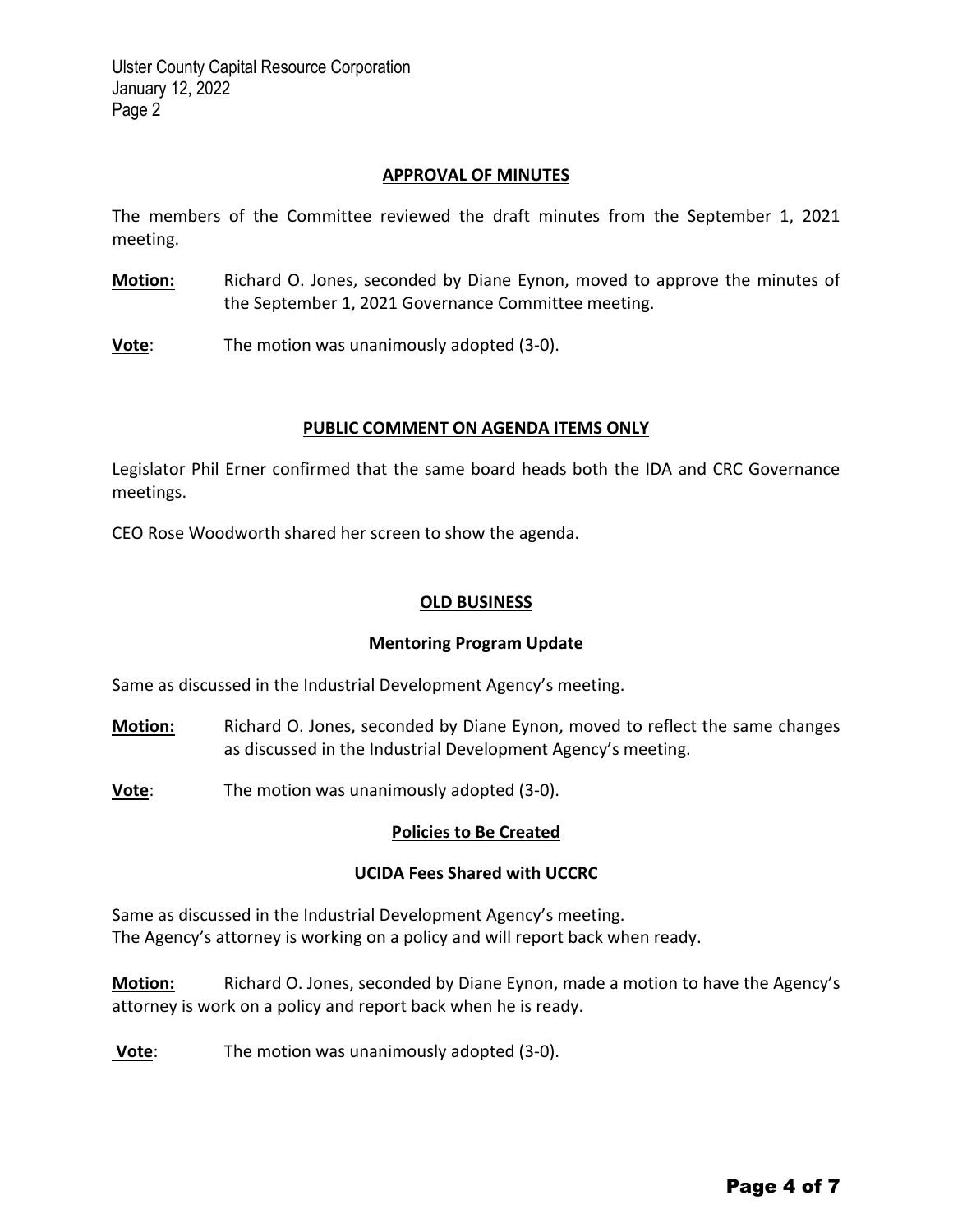## APPROVAL OF MINUTES

The members of the Committee reviewed the draft minutes from the September 1, 2021 meeting.

**Motion:** Richard O. Jones, seconded by Diane Eynon, moved to approve the minutes of the September 1, 2021 Governance Committee meeting.

**Vote**: The motion was unanimously adopted (3-0).

## PUBLIC COMMENT ON AGENDA ITEMS ONLY

Legislator Phil Erner confirmed that the same board heads both the IDA and CRC Governance meetings.

CEO Rose Woodworth shared her screen to show the agenda.

## OLD BUSINESS

### Mentoring Program Update

Same as discussed in the Industrial Development Agency's meeting.

**Motion:** Richard O. Jones, seconded by Diane Eynon, moved to reflect the same changes as discussed in the Industrial Development Agency's meeting.

**Vote**: The motion was unanimously adopted (3-0).

### Policies to Be Created

#### UCIDA Fees Shared with UCCRC

Same as discussed in the Industrial Development Agency's meeting.
The Agency's attorney is working on a policy and will report back when ready.

**Motion:** Richard O. Jones, seconded by Diane Eynon, made a motion to have the Agency's attorney is work on a policy and report back when he is ready.

**Vote**: The motion was unanimously adopted (3-0).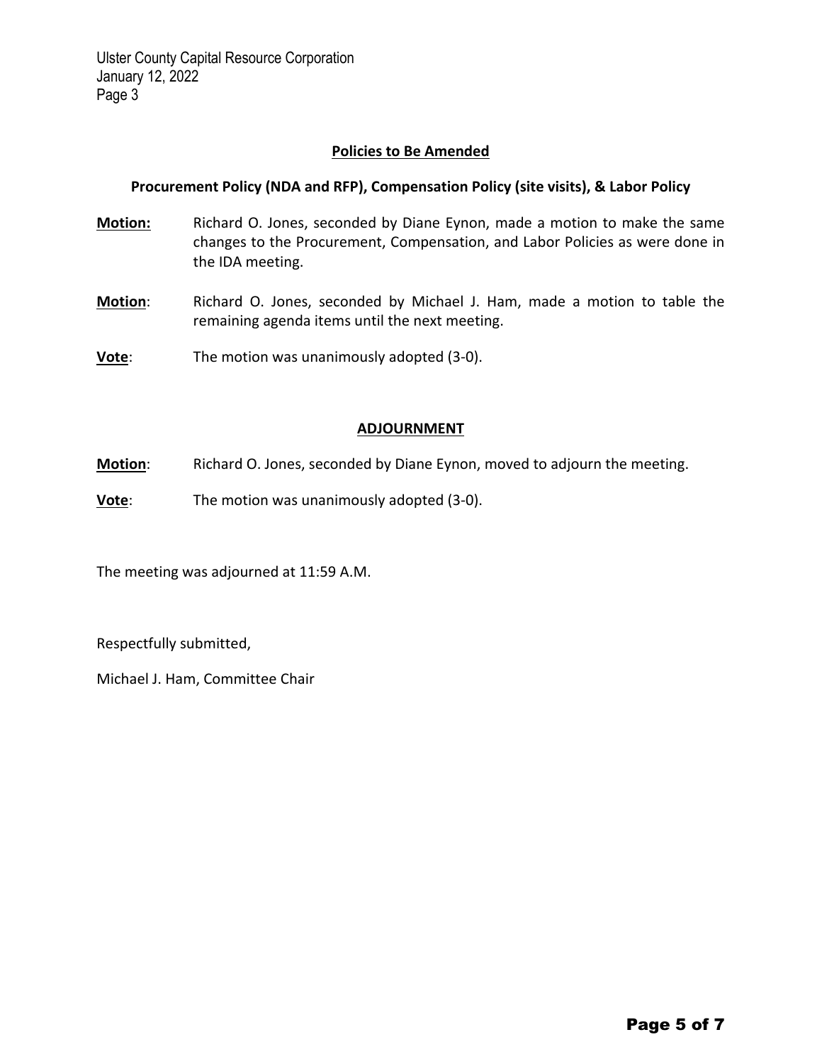## Policies to Be Amended

**Procurement Policy (NDA and RFP), Compensation Policy (site visits), & Labor Policy**

**Motion:** Richard O. Jones, seconded by Diane Eynon, made a motion to make the same changes to the Procurement, Compensation, and Labor Policies as were done in the IDA meeting.

**Motion**: Richard O. Jones, seconded by Michael J. Ham, made a motion to table the remaining agenda items until the next meeting.

**Vote**: The motion was unanimously adopted (3-0).

## ADJOURNMENT

**Motion**: Richard O. Jones, seconded by Diane Eynon, moved to adjourn the meeting.

**Vote**: The motion was unanimously adopted (3-0).

The meeting was adjourned at 11:59 A.M.

Respectfully submitted,

Michael J. Ham, Committee Chair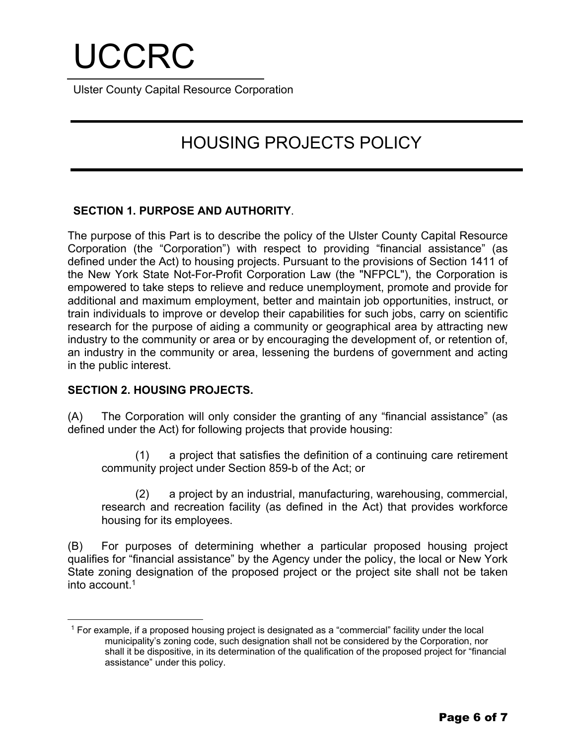# UCCRC

Ulster County Capital Resource Corporation

## HOUSING PROJECTS POLICY

**SECTION 1. PURPOSE AND AUTHORITY**.

The purpose of this Part is to describe the policy of the Ulster County Capital Resource Corporation (the "Corporation") with respect to providing "financial assistance" (as defined under the Act) to housing projects. Pursuant to the provisions of Section 1411 of the New York State Not-For-Profit Corporation Law (the "NFPCL"), the Corporation is empowered to take steps to relieve and reduce unemployment, promote and provide for additional and maximum employment, better and maintain job opportunities, instruct, or train individuals to improve or develop their capabilities for such jobs, carry on scientific research for the purpose of aiding a community or geographical area by attracting new industry to the community or area or by encouraging the development of, or retention of, an industry in the community or area, lessening the burdens of government and acting in the public interest.

**SECTION 2. HOUSING PROJECTS.**

(A) The Corporation will only consider the granting of any "financial assistance" (as defined under the Act) for following projects that provide housing:

(1) a project that satisfies the definition of a continuing care retirement community project under Section 859-b of the Act; or

(2) a project by an industrial, manufacturing, warehousing, commercial, research and recreation facility (as defined in the Act) that provides workforce housing for its employees.

(B) For purposes of determining whether a particular proposed housing project qualifies for "financial assistance" by the Agency under the policy, the local or New York State zoning designation of the proposed project or the project site shall not be taken into account.[1]

[1] For example, if a proposed housing project is designated as a "commercial" facility under the local municipality's zoning code, such designation shall not be considered by the Corporation, nor shall it be dispositive, in its determination of the qualification of the proposed project for "financial assistance" under this policy.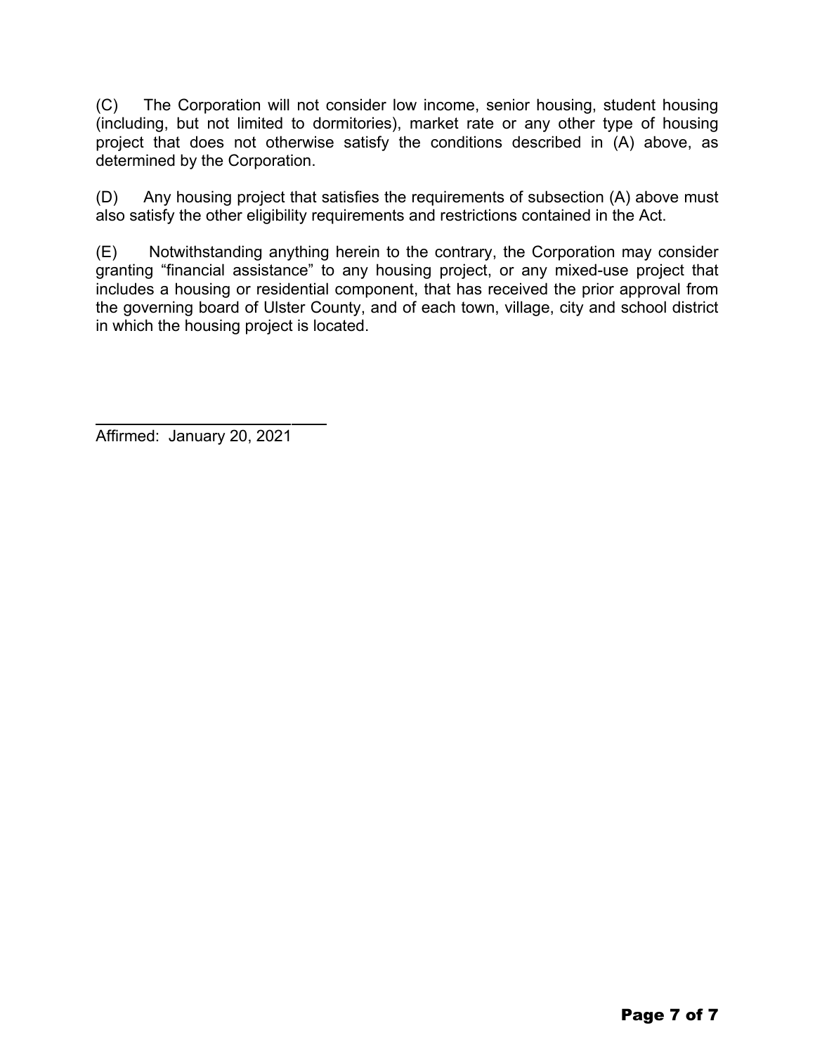(C) The Corporation will not consider low income, senior housing, student housing (including, but not limited to dormitories), market rate or any other type of housing project that does not otherwise satisfy the conditions described in (A) above, as determined by the Corporation.

(D) Any housing project that satisfies the requirements of subsection (A) above must also satisfy the other eligibility requirements and restrictions contained in the Act.

(E) Notwithstanding anything herein to the contrary, the Corporation may consider granting "financial assistance" to any housing project, or any mixed-use project that includes a housing or residential component, that has received the prior approval from the governing board of Ulster County, and of each town, village, city and school district in which the housing project is located.

\_\_\_\_\_\_\_\_\_\_\_\_\_\_\_\_\_\_\_\_\_\_\_\_\_\_\_\_

Affirmed: January 20, 2021